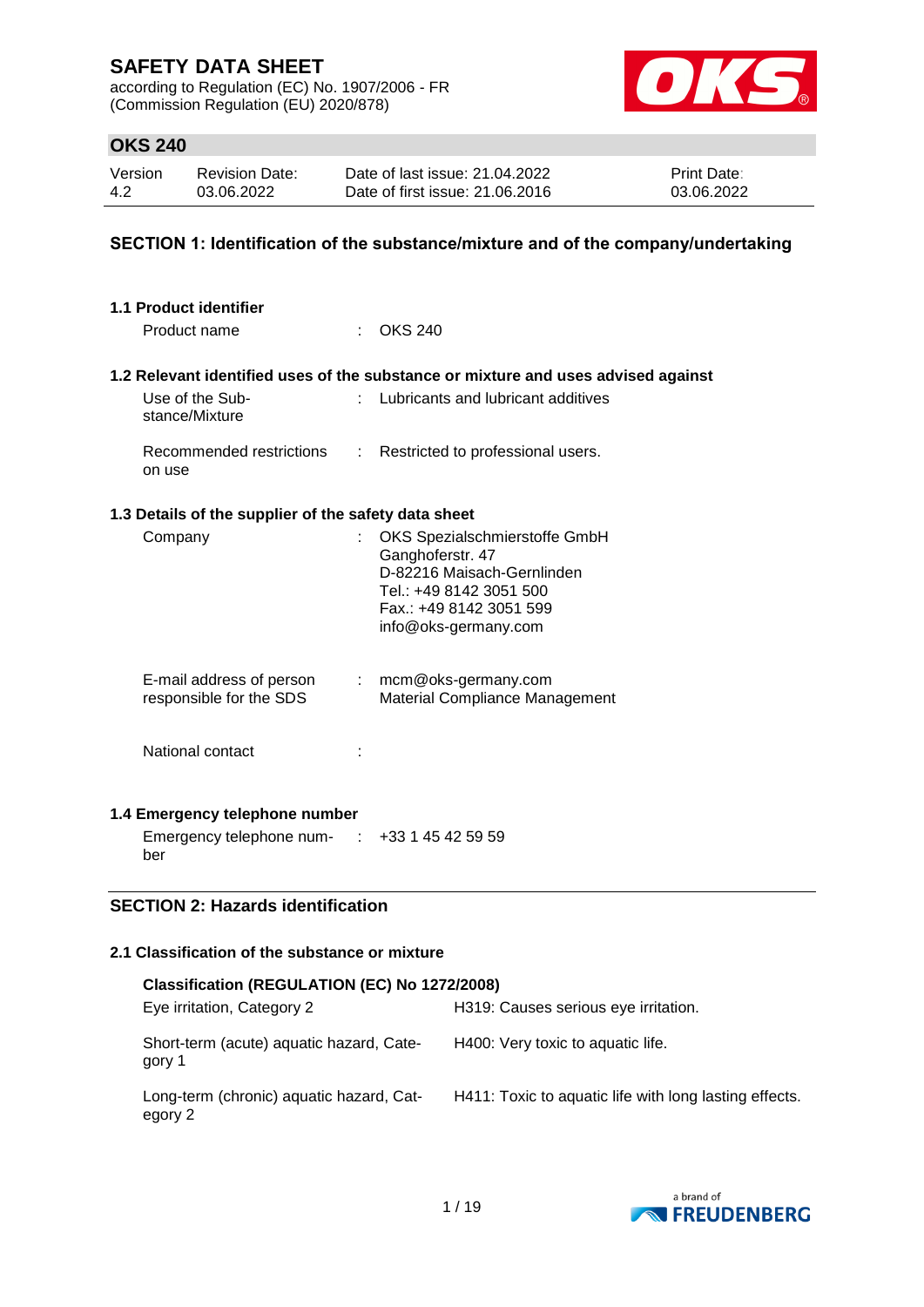# SAFETY DATA SHEET

according to Regulation (EC) No. 1907/2006 - FR
(Commission Regulation (EU) 2020/878)

## OKS 240

| Version | Revision Date: | Date of last issue: 21.04.2022 | Print Date: |
|---|---|---|---|
| 4.2 | 03.06.2022 | Date of first issue: 21.06.2016 | 03.06.2022 |

## SECTION 1: Identification of the substance/mixture and of the company/undertaking

### 1.1 Product identifier

Product name : OKS 240

### 1.2 Relevant identified uses of the substance or mixture and uses advised against

Use of the Substance/Mixture : Lubricants and lubricant additives

Recommended restrictions on use : Restricted to professional users.

### 1.3 Details of the supplier of the safety data sheet

Company : OKS Spezialschmierstoffe GmbH
Ganghoferstr. 47
D-82216 Maisach-Gernlinden
Tel.: +49 8142 3051 500
Fax.: +49 8142 3051 599
info@oks-germany.com

E-mail address of person responsible for the SDS : mcm@oks-germany.com
Material Compliance Management

National contact :

### 1.4 Emergency telephone number

Emergency telephone number : +33 1 45 42 59 59

## SECTION 2: Hazards identification

### 2.1 Classification of the substance or mixture

**Classification (REGULATION (EC) No 1272/2008)**

| | |
|---|---|
| Eye irritation, Category 2 | H319: Causes serious eye irritation. |
| Short-term (acute) aquatic hazard, Category 1 | H400: Very toxic to aquatic life. |
| Long-term (chronic) aquatic hazard, Category 2 | H411: Toxic to aquatic life with long lasting effects. |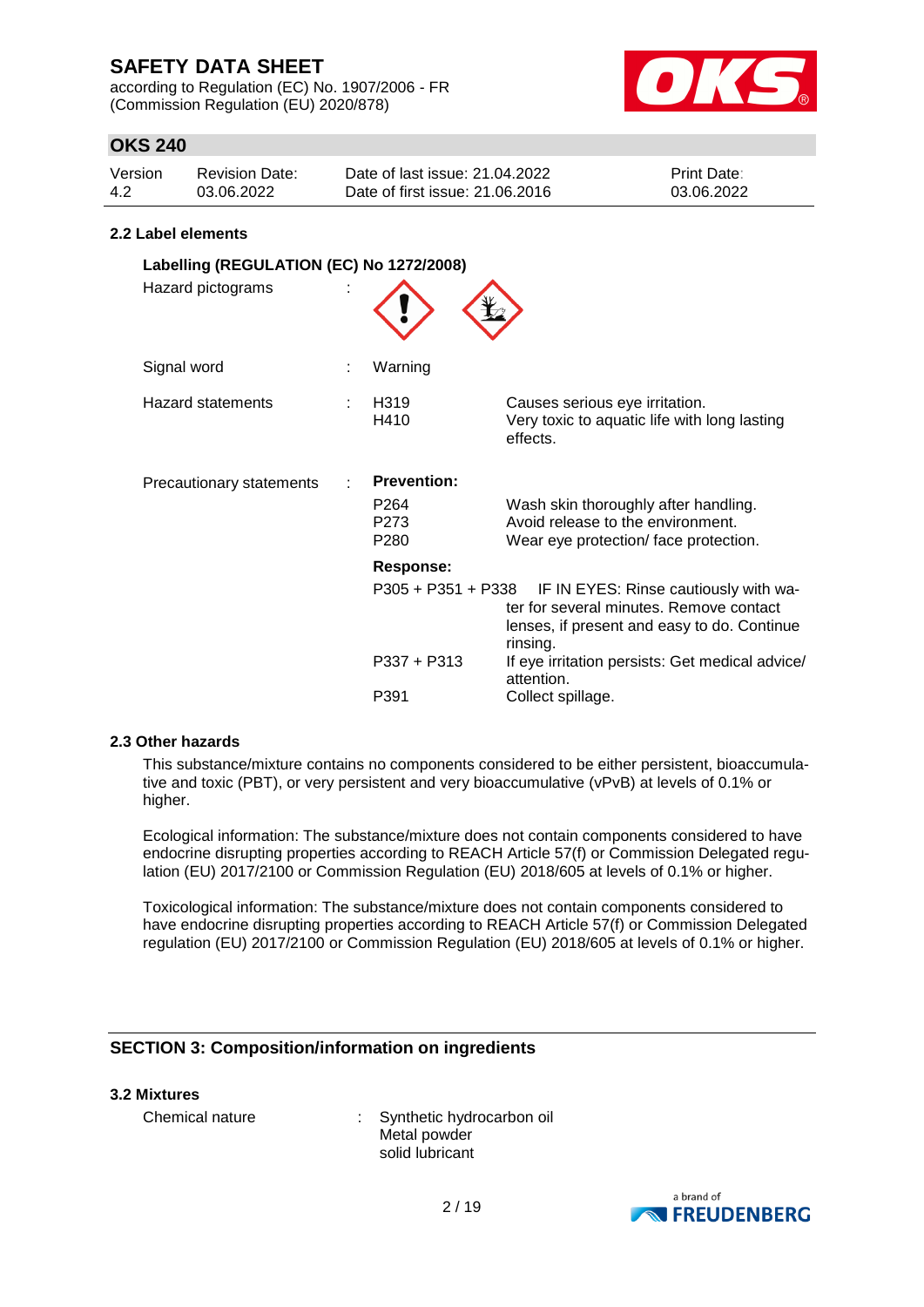### 2.2 Label elements

**Labelling (REGULATION (EC) No 1272/2008)**

| | | | |
|---|---|---|---|
| Hazard pictograms | : | | |
| Signal word | : | Warning | |
| Hazard statements | : | H319 | Causes serious eye irritation. |
| | | H410 | Very toxic to aquatic life with long lasting effects. |
| Precautionary statements | : | **Prevention:** | |
| | | P264 | Wash skin thoroughly after handling. |
| | | P273 | Avoid release to the environment. |
| | | P280 | Wear eye protection/ face protection. |
| | | **Response:** | |
| | | P305 + P351 + P338 | IF IN EYES: Rinse cautiously with water for several minutes. Remove contact lenses, if present and easy to do. Continue rinsing. |
| | | P337 + P313 | If eye irritation persists: Get medical advice/ attention. |
| | | P391 | Collect spillage. |

### 2.3 Other hazards

This substance/mixture contains no components considered to be either persistent, bioaccumulative and toxic (PBT), or very persistent and very bioaccumulative (vPvB) at levels of 0.1% or higher.

Ecological information: The substance/mixture does not contain components considered to have endocrine disrupting properties according to REACH Article 57(f) or Commission Delegated regulation (EU) 2017/2100 or Commission Regulation (EU) 2018/605 at levels of 0.1% or higher.

Toxicological information: The substance/mixture does not contain components considered to have endocrine disrupting properties according to REACH Article 57(f) or Commission Delegated regulation (EU) 2017/2100 or Commission Regulation (EU) 2018/605 at levels of 0.1% or higher.

## SECTION 3: Composition/information on ingredients

### 3.2 Mixtures

| | | |
|---|---|---|
| Chemical nature | : | Synthetic hydrocarbon oil<br>Metal powder<br>solid lubricant |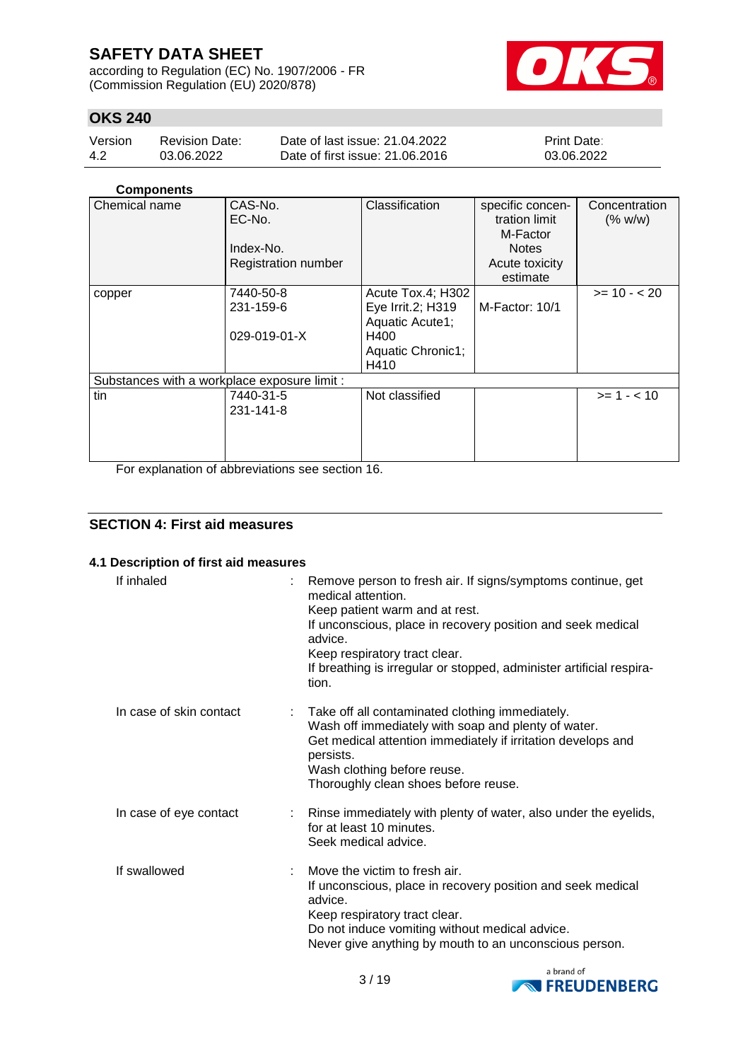**Components**

| Chemical name | CAS-No.<br>EC-No.<br><br>Index-No.<br>Registration number | Classification | specific concentration limit<br>M-Factor<br>Notes<br>Acute toxicity estimate | Concentration (% w/w) |
|---|---|---|---|---|
| copper | 7440-50-8<br>231-159-6<br><br>029-019-01-X | Acute Tox.4; H302<br>Eye Irrit.2; H319<br>Aquatic Acute1; H400<br>Aquatic Chronic1; H410 | M-Factor: 10/1 | >= 10 - < 20 |
| Substances with a workplace exposure limit : | | | | |
| tin | 7440-31-5<br>231-141-8 | Not classified | | >= 1 - < 10 |

For explanation of abbreviations see section 16.

## SECTION 4: First aid measures

### 4.1 Description of first aid measures

If inhaled : Remove person to fresh air. If signs/symptoms continue, get medical attention.
Keep patient warm and at rest.
If unconscious, place in recovery position and seek medical advice.
Keep respiratory tract clear.
If breathing is irregular or stopped, administer artificial respiration.

In case of skin contact : Take off all contaminated clothing immediately.
Wash off immediately with soap and plenty of water.
Get medical attention immediately if irritation develops and persists.
Wash clothing before reuse.
Thoroughly clean shoes before reuse.

In case of eye contact : Rinse immediately with plenty of water, also under the eyelids, for at least 10 minutes.
Seek medical advice.

If swallowed : Move the victim to fresh air.
If unconscious, place in recovery position and seek medical advice.
Keep respiratory tract clear.
Do not induce vomiting without medical advice.
Never give anything by mouth to an unconscious person.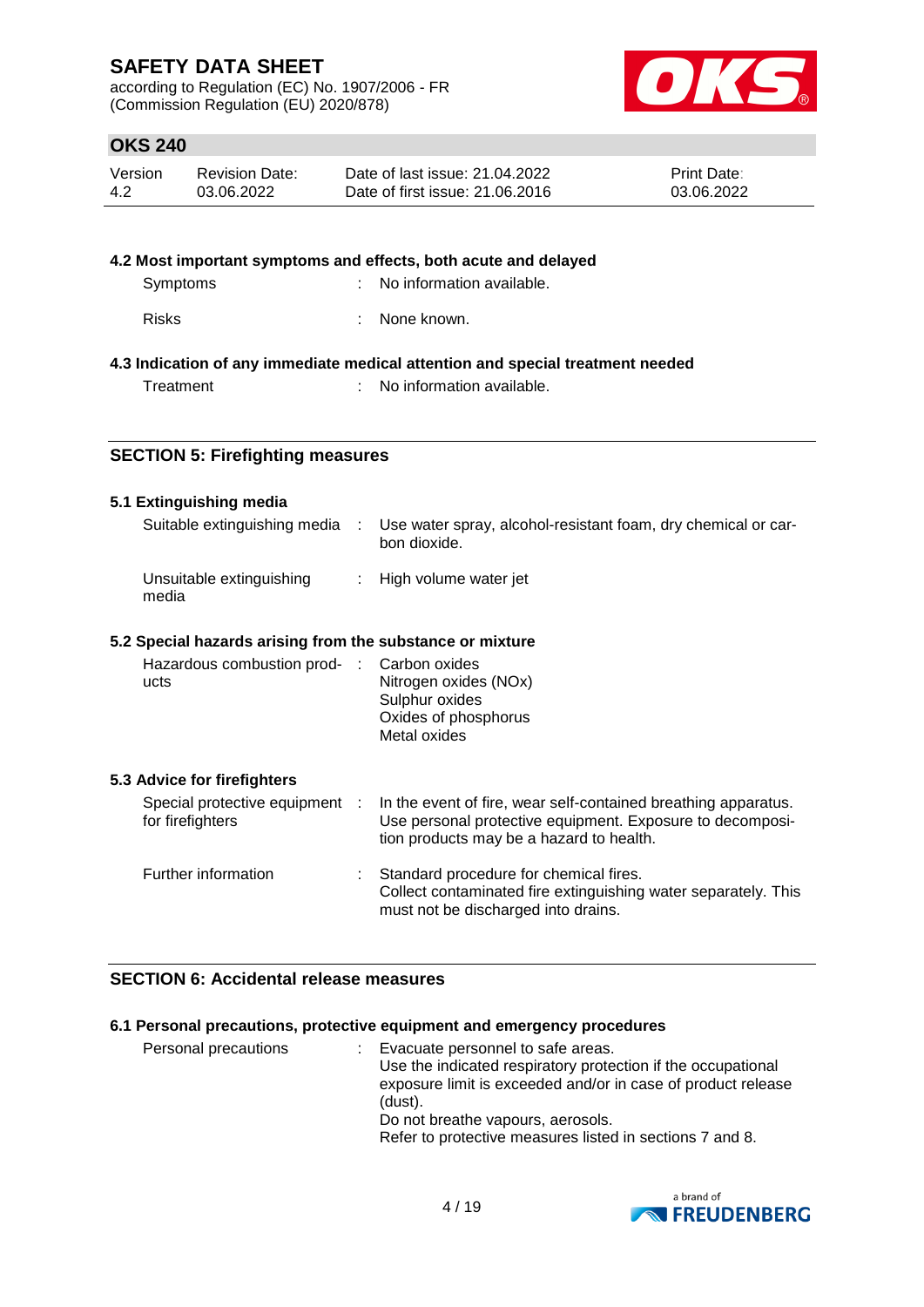### 4.2 Most important symptoms and effects, both acute and delayed

| | | |
|---|---|---|
| Symptoms | : | No information available. |
| Risks | : | None known. |

### 4.3 Indication of any immediate medical attention and special treatment needed

| | | |
|---|---|---|
| Treatment | : | No information available. |

## SECTION 5: Firefighting measures

### 5.1 Extinguishing media

| | | |
|---|---|---|
| Suitable extinguishing media | : | Use water spray, alcohol-resistant foam, dry chemical or carbon dioxide. |
| Unsuitable extinguishing media | : | High volume water jet |

### 5.2 Special hazards arising from the substance or mixture

| | | |
|---|---|---|
| Hazardous combustion products | : | Carbon oxides<br>Nitrogen oxides (NOx)<br>Sulphur oxides<br>Oxides of phosphorus<br>Metal oxides |

### 5.3 Advice for firefighters

| | | |
|---|---|---|
| Special protective equipment for firefighters | : | In the event of fire, wear self-contained breathing apparatus.<br>Use personal protective equipment. Exposure to decomposition products may be a hazard to health. |
| Further information | : | Standard procedure for chemical fires.<br>Collect contaminated fire extinguishing water separately. This must not be discharged into drains. |

## SECTION 6: Accidental release measures

### 6.1 Personal precautions, protective equipment and emergency procedures

| | | |
|---|---|---|
| Personal precautions | : | Evacuate personnel to safe areas.<br>Use the indicated respiratory protection if the occupational exposure limit is exceeded and/or in case of product release (dust).<br>Do not breathe vapours, aerosols.<br>Refer to protective measures listed in sections 7 and 8. |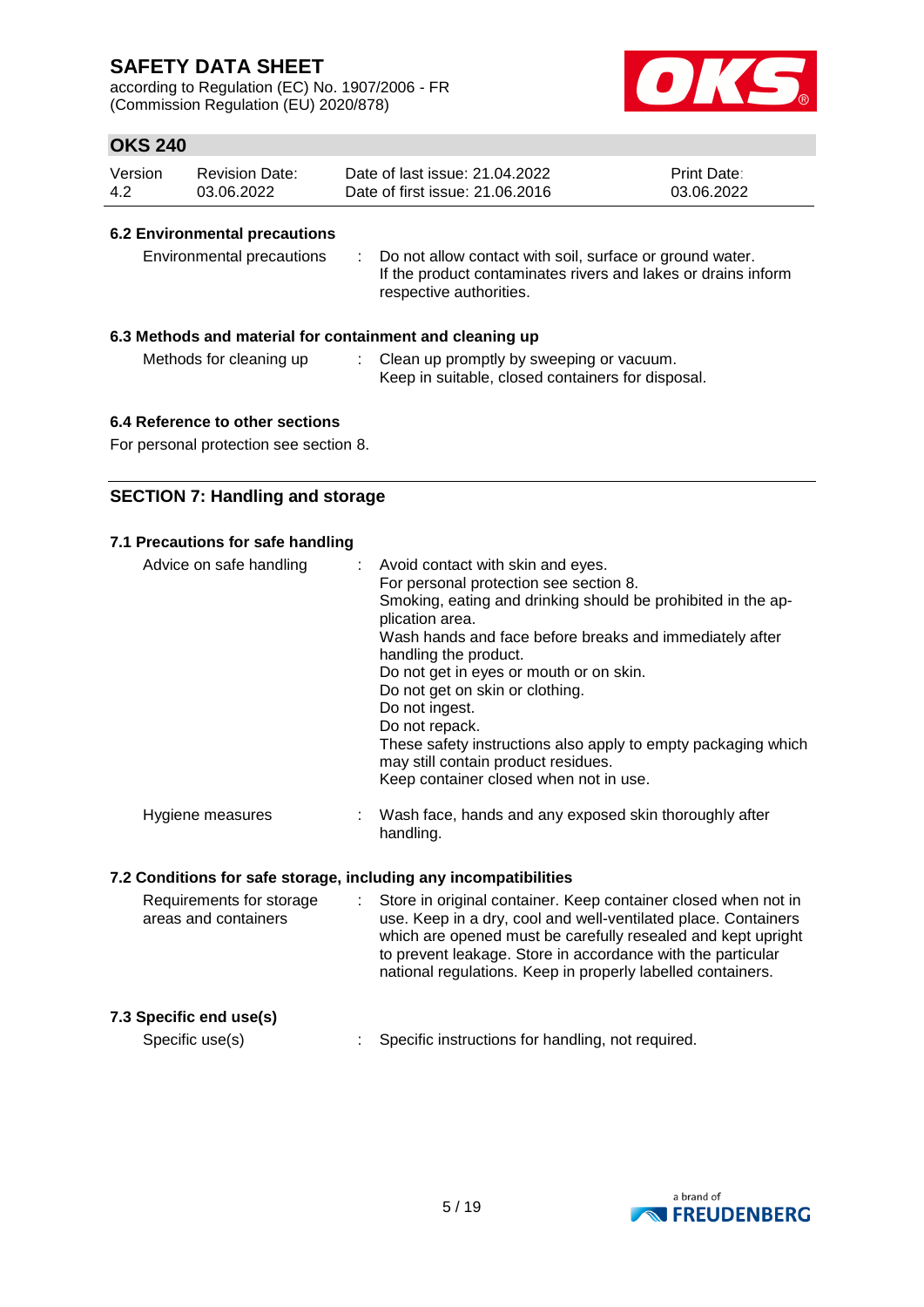### 6.2 Environmental precautions

| | |
|---|---|
| Environmental precautions | : Do not allow contact with soil, surface or ground water. If the product contaminates rivers and lakes or drains inform respective authorities. |

### 6.3 Methods and material for containment and cleaning up

| | |
|---|---|
| Methods for cleaning up | : Clean up promptly by sweeping or vacuum. Keep in suitable, closed containers for disposal. |

### 6.4 Reference to other sections

For personal protection see section 8.

## SECTION 7: Handling and storage

### 7.1 Precautions for safe handling

| | |
|---|---|
| Advice on safe handling | : Avoid contact with skin and eyes.<br>For personal protection see section 8.<br>Smoking, eating and drinking should be prohibited in the application area.<br>Wash hands and face before breaks and immediately after handling the product.<br>Do not get in eyes or mouth or on skin.<br>Do not get on skin or clothing.<br>Do not ingest.<br>Do not repack.<br>These safety instructions also apply to empty packaging which may still contain product residues.<br>Keep container closed when not in use. |
| Hygiene measures | : Wash face, hands and any exposed skin thoroughly after handling. |

### 7.2 Conditions for safe storage, including any incompatibilities

| | |
|---|---|
| Requirements for storage areas and containers | : Store in original container. Keep container closed when not in use. Keep in a dry, cool and well-ventilated place. Containers which are opened must be carefully resealed and kept upright to prevent leakage. Store in accordance with the particular national regulations. Keep in properly labelled containers. |

### 7.3 Specific end use(s)

| | |
|---|---|
| Specific use(s) | : Specific instructions for handling, not required. |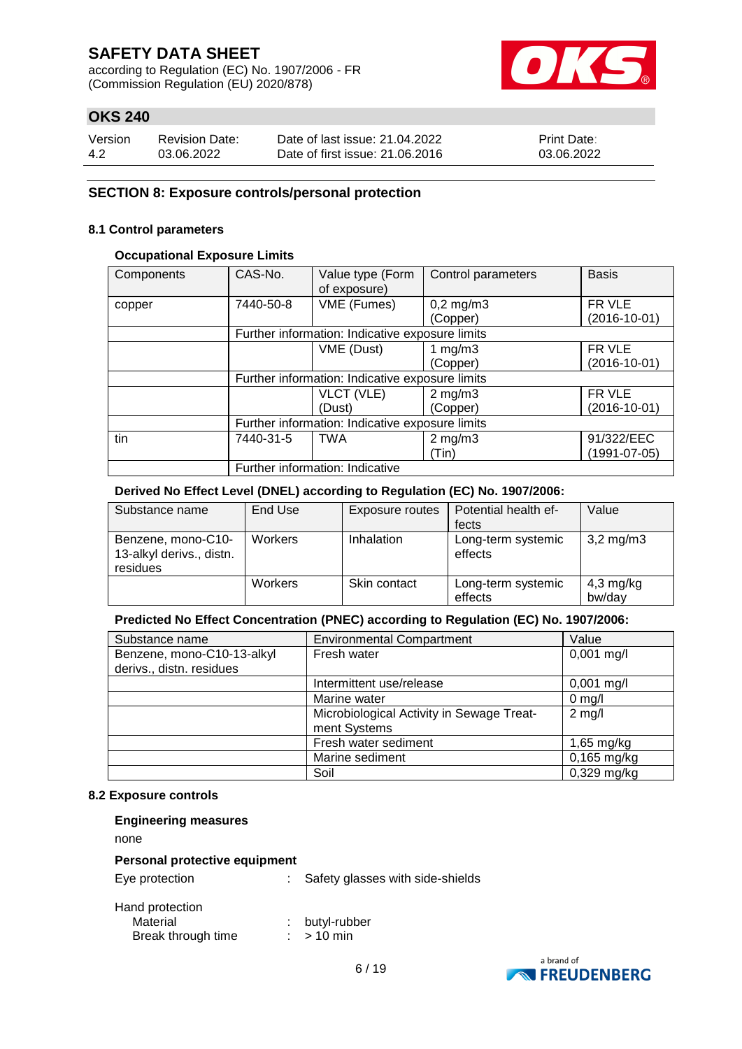## SECTION 8: Exposure controls/personal protection

### 8.1 Control parameters

**Occupational Exposure Limits**

| Components | CAS-No. | Value type (Form of exposure) | Control parameters | Basis |
|---|---|---|---|---|
| copper | 7440-50-8 | VME (Fumes) | 0,2 mg/m3 (Copper) | FR VLE (2016-10-01) |
| | Further information: Indicative exposure limits | | | |
| | | VME (Dust) | 1 mg/m3 (Copper) | FR VLE (2016-10-01) |
| | Further information: Indicative exposure limits | | | |
| | | VLCT (VLE) (Dust) | 2 mg/m3 (Copper) | FR VLE (2016-10-01) |
| | Further information: Indicative exposure limits | | | |
| tin | 7440-31-5 | TWA | 2 mg/m3 (Tin) | 91/322/EEC (1991-07-05) |
| | Further information: Indicative | | | |

**Derived No Effect Level (DNEL) according to Regulation (EC) No. 1907/2006:**

| Substance name | End Use | Exposure routes | Potential health effects | Value |
|---|---|---|---|---|
| Benzene, mono-C10-13-alkyl derivs., distn. residues | Workers | Inhalation | Long-term systemic effects | 3,2 mg/m3 |
| | Workers | Skin contact | Long-term systemic effects | 4,3 mg/kg bw/day |

**Predicted No Effect Concentration (PNEC) according to Regulation (EC) No. 1907/2006:**

| Substance name | Environmental Compartment | Value |
|---|---|---|
| Benzene, mono-C10-13-alkyl derivs., distn. residues | Fresh water | 0,001 mg/l |
| | Intermittent use/release | 0,001 mg/l |
| | Marine water | 0 mg/l |
| | Microbiological Activity in Sewage Treatment Systems | 2 mg/l |
| | Fresh water sediment | 1,65 mg/kg |
| | Marine sediment | 0,165 mg/kg |
| | Soil | 0,329 mg/kg |

### 8.2 Exposure controls

**Engineering measures**

none

**Personal protective equipment**

Eye protection : Safety glasses with side-shields

Hand protection
- Material : butyl-rubber
- Break through time : > 10 min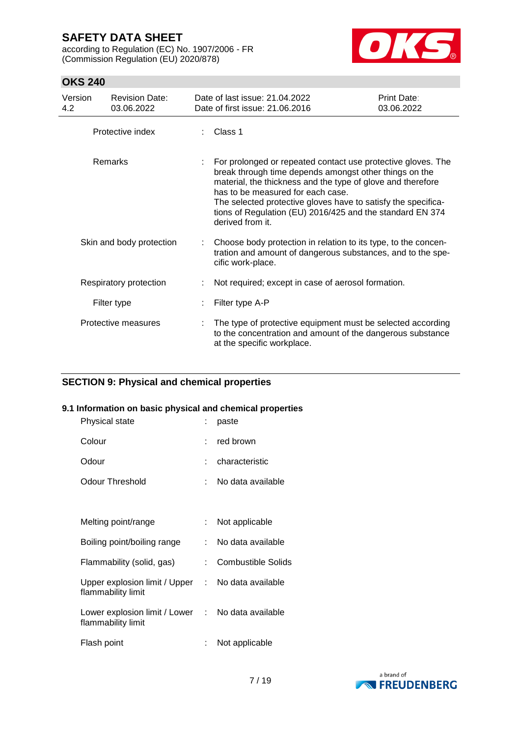| | | |
|---|---|---|
| Protective index | : | Class 1 |
| Remarks | : | For prolonged or repeated contact use protective gloves. The break through time depends amongst other things on the material, the thickness and the type of glove and therefore has to be measured for each case.<br>The selected protective gloves have to satisfy the specifications of Regulation (EU) 2016/425 and the standard EN 374 derived from it. |
| Skin and body protection | : | Choose body protection in relation to its type, to the concentration and amount of dangerous substances, and to the specific work-place. |
| Respiratory protection | : | Not required; except in case of aerosol formation. |
| Filter type | : | Filter type A-P |
| Protective measures | : | The type of protective equipment must be selected according to the concentration and amount of the dangerous substance at the specific workplace. |

## SECTION 9: Physical and chemical properties

### 9.1 Information on basic physical and chemical properties

| | | |
|---|---|---|
| Physical state | : | paste |
| Colour | : | red brown |
| Odour | : | characteristic |
| Odour Threshold | : | No data available |
| Melting point/range | : | Not applicable |
| Boiling point/boiling range | : | No data available |
| Flammability (solid, gas) | : | Combustible Solids |
| Upper explosion limit / Upper flammability limit | : | No data available |
| Lower explosion limit / Lower flammability limit | : | No data available |
| Flash point | : | Not applicable |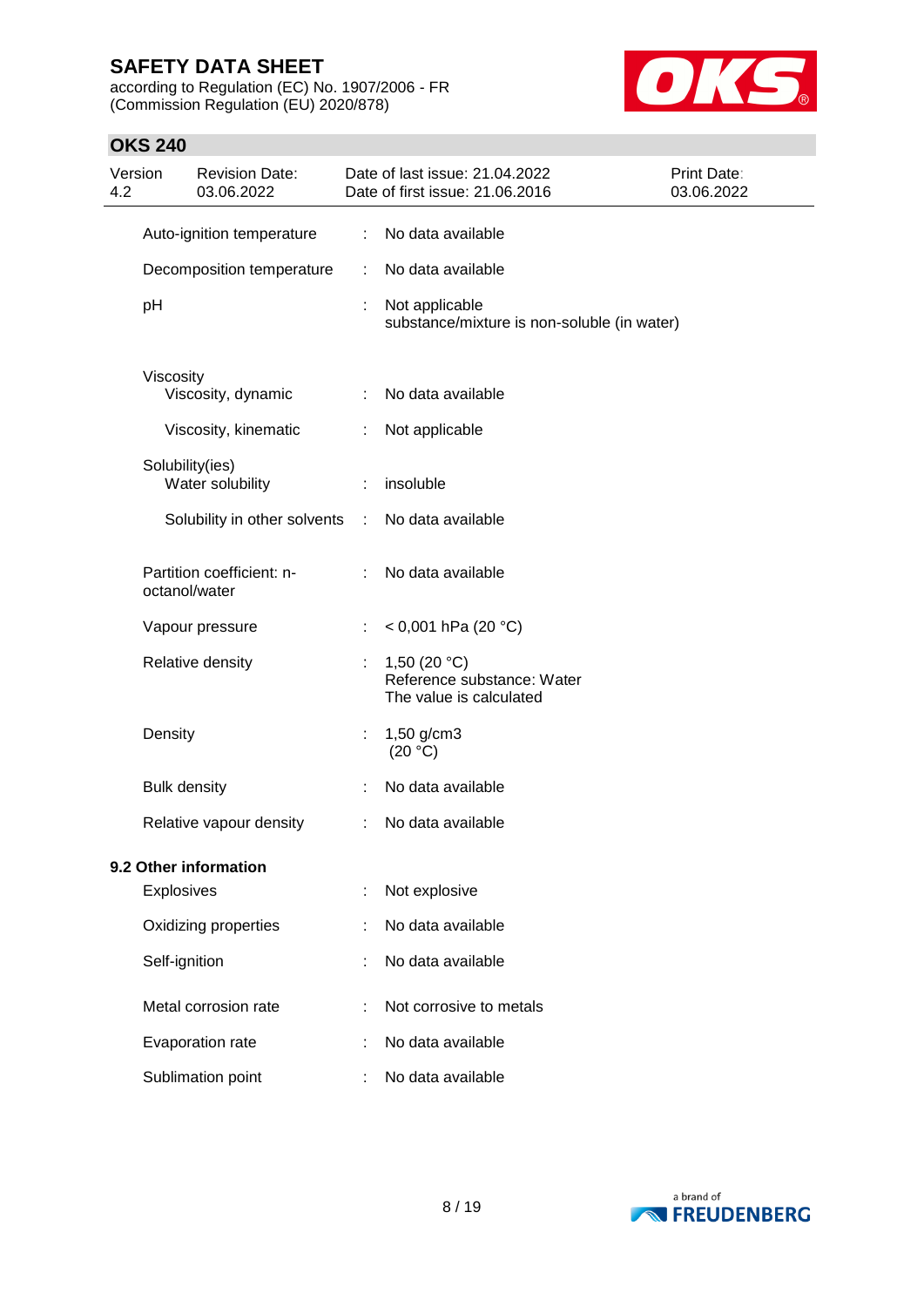| | | |
|---|---|---|
| Auto-ignition temperature | : | No data available |
| Decomposition temperature | : | No data available |
| pH | : | Not applicable<br>substance/mixture is non-soluble (in water) |
| Viscosity | | |
| Viscosity, dynamic | : | No data available |
| Viscosity, kinematic | : | Not applicable |
| Solubility(ies) | | |
| Water solubility | : | insoluble |
| Solubility in other solvents | : | No data available |
| Partition coefficient: n-octanol/water | : | No data available |
| Vapour pressure | : | < 0,001 hPa (20 °C) |
| Relative density | : | 1,50 (20 °C)<br>Reference substance: Water<br>The value is calculated |
| Density | : | 1,50 g/cm3<br>(20 °C) |
| Bulk density | : | No data available |
| Relative vapour density | : | No data available |

**9.2 Other information**

| | | |
|---|---|---|
| Explosives | : | Not explosive |
| Oxidizing properties | : | No data available |
| Self-ignition | : | No data available |
| Metal corrosion rate | : | Not corrosive to metals |
| Evaporation rate | : | No data available |
| Sublimation point | : | No data available |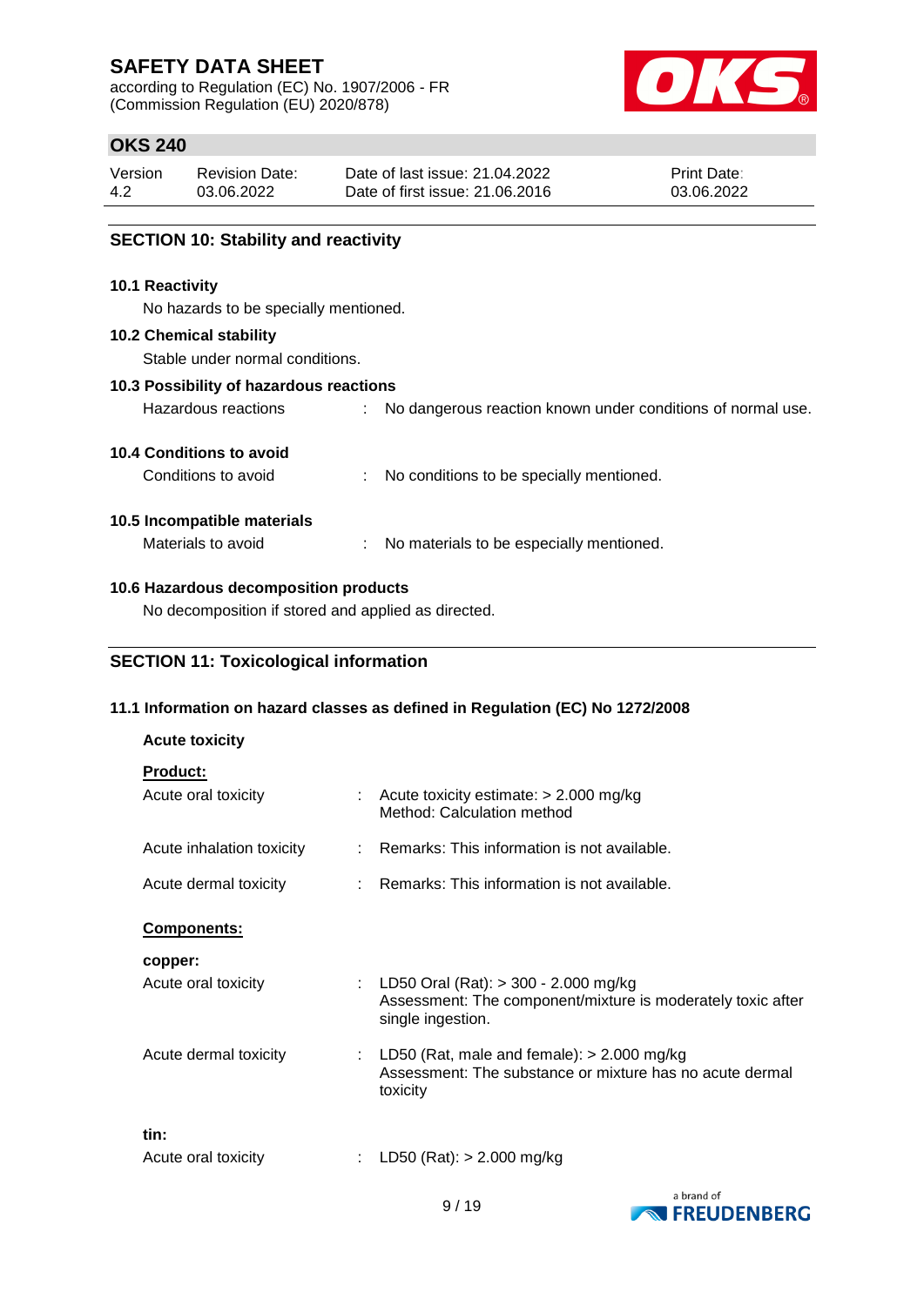## SECTION 10: Stability and reactivity

### 10.1 Reactivity

No hazards to be specially mentioned.

### 10.2 Chemical stability

Stable under normal conditions.

### 10.3 Possibility of hazardous reactions

Hazardous reactions : No dangerous reaction known under conditions of normal use.

### 10.4 Conditions to avoid

Conditions to avoid : No conditions to be specially mentioned.

### 10.5 Incompatible materials

Materials to avoid : No materials to be especially mentioned.

### 10.6 Hazardous decomposition products

No decomposition if stored and applied as directed.

## SECTION 11: Toxicological information

### 11.1 Information on hazard classes as defined in Regulation (EC) No 1272/2008

**Acute toxicity**

**Product:**

Acute oral toxicity : Acute toxicity estimate: > 2.000 mg/kg
Method: Calculation method

Acute inhalation toxicity : Remarks: This information is not available.

Acute dermal toxicity : Remarks: This information is not available.

**Components:**

**copper:**

Acute oral toxicity : LD50 Oral (Rat): > 300 - 2.000 mg/kg
Assessment: The component/mixture is moderately toxic after single ingestion.

Acute dermal toxicity : LD50 (Rat, male and female): > 2.000 mg/kg
Assessment: The substance or mixture has no acute dermal toxicity

**tin:**

Acute oral toxicity : LD50 (Rat): > 2.000 mg/kg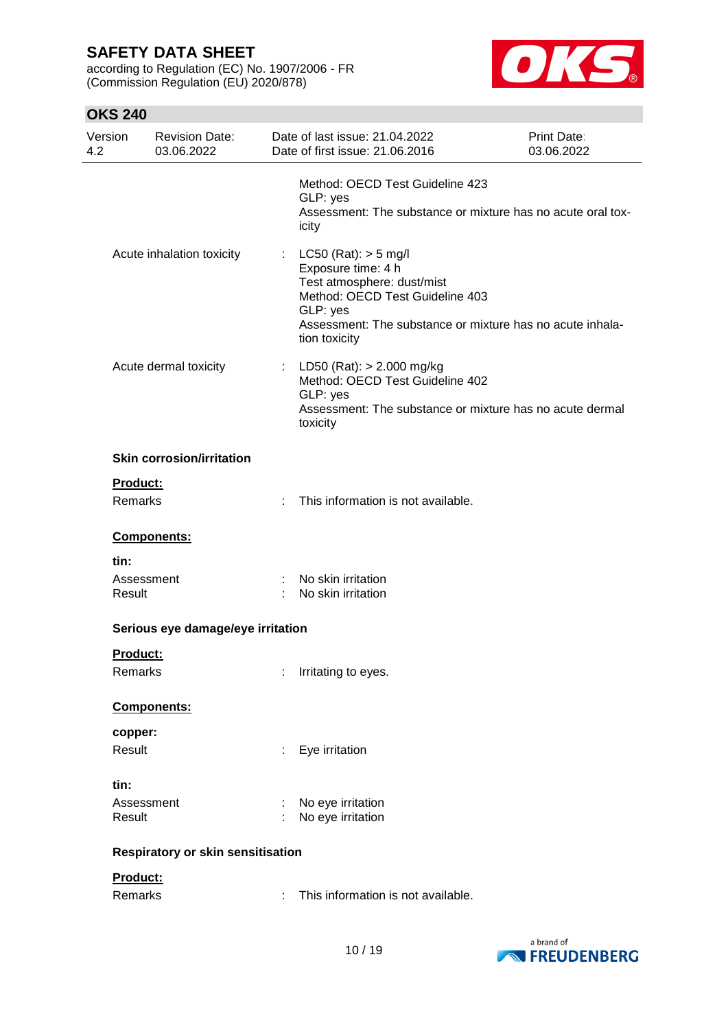Method: OECD Test Guideline 423
GLP: yes
Assessment: The substance or mixture has no acute oral toxicity

| | | |
|---|---|---|
| Acute inhalation toxicity | : | LC50 (Rat): > 5 mg/l<br>Exposure time: 4 h<br>Test atmosphere: dust/mist<br>Method: OECD Test Guideline 403<br>GLP: yes<br>Assessment: The substance or mixture has no acute inhalation toxicity |
| Acute dermal toxicity | : | LD50 (Rat): > 2.000 mg/kg<br>Method: OECD Test Guideline 402<br>GLP: yes<br>Assessment: The substance or mixture has no acute dermal toxicity |

**Skin corrosion/irritation**

**Product:**

Remarks : This information is not available.

**Components:**

**tin:**

Assessment : No skin irritation
Result : No skin irritation

**Serious eye damage/eye irritation**

**Product:**

Remarks : Irritating to eyes.

**Components:**

**copper:**

Result : Eye irritation

**tin:**

Assessment : No eye irritation
Result : No eye irritation

**Respiratory or skin sensitisation**

**Product:**

Remarks : This information is not available.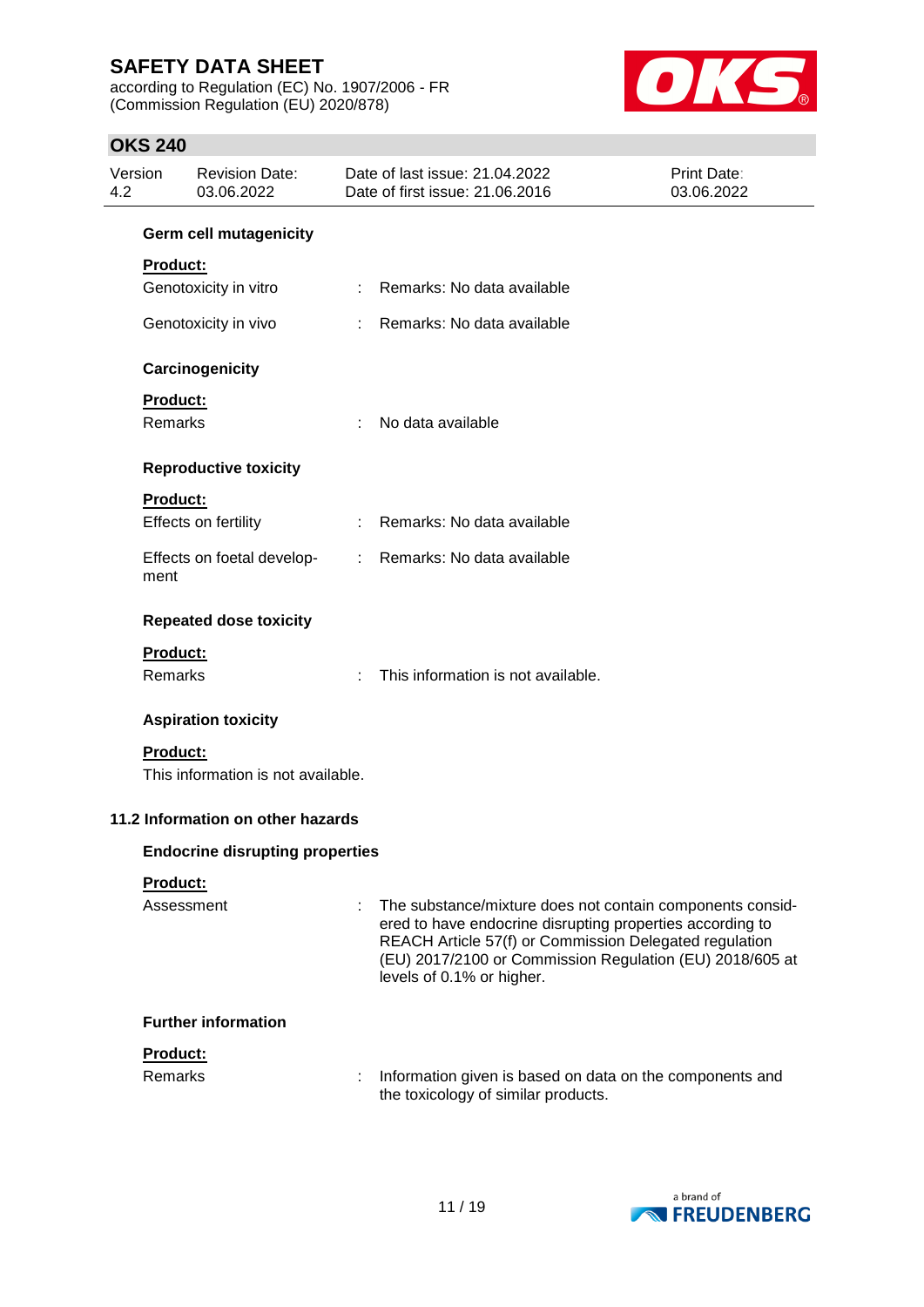#### Germ cell mutagenicity

**Product:**

Genotoxicity in vitro : Remarks: No data available

Genotoxicity in vivo : Remarks: No data available

#### Carcinogenicity

**Product:**

Remarks : No data available

#### Reproductive toxicity

**Product:**

Effects on fertility : Remarks: No data available

Effects on foetal development : Remarks: No data available

#### Repeated dose toxicity

**Product:**

Remarks : This information is not available.

#### Aspiration toxicity

**Product:**

This information is not available.

### 11.2 Information on other hazards

#### Endocrine disrupting properties

**Product:**

Assessment : The substance/mixture does not contain components considered to have endocrine disrupting properties according to REACH Article 57(f) or Commission Delegated regulation (EU) 2017/2100 or Commission Regulation (EU) 2018/605 at levels of 0.1% or higher.

#### Further information

**Product:**

Remarks : Information given is based on data on the components and the toxicology of similar products.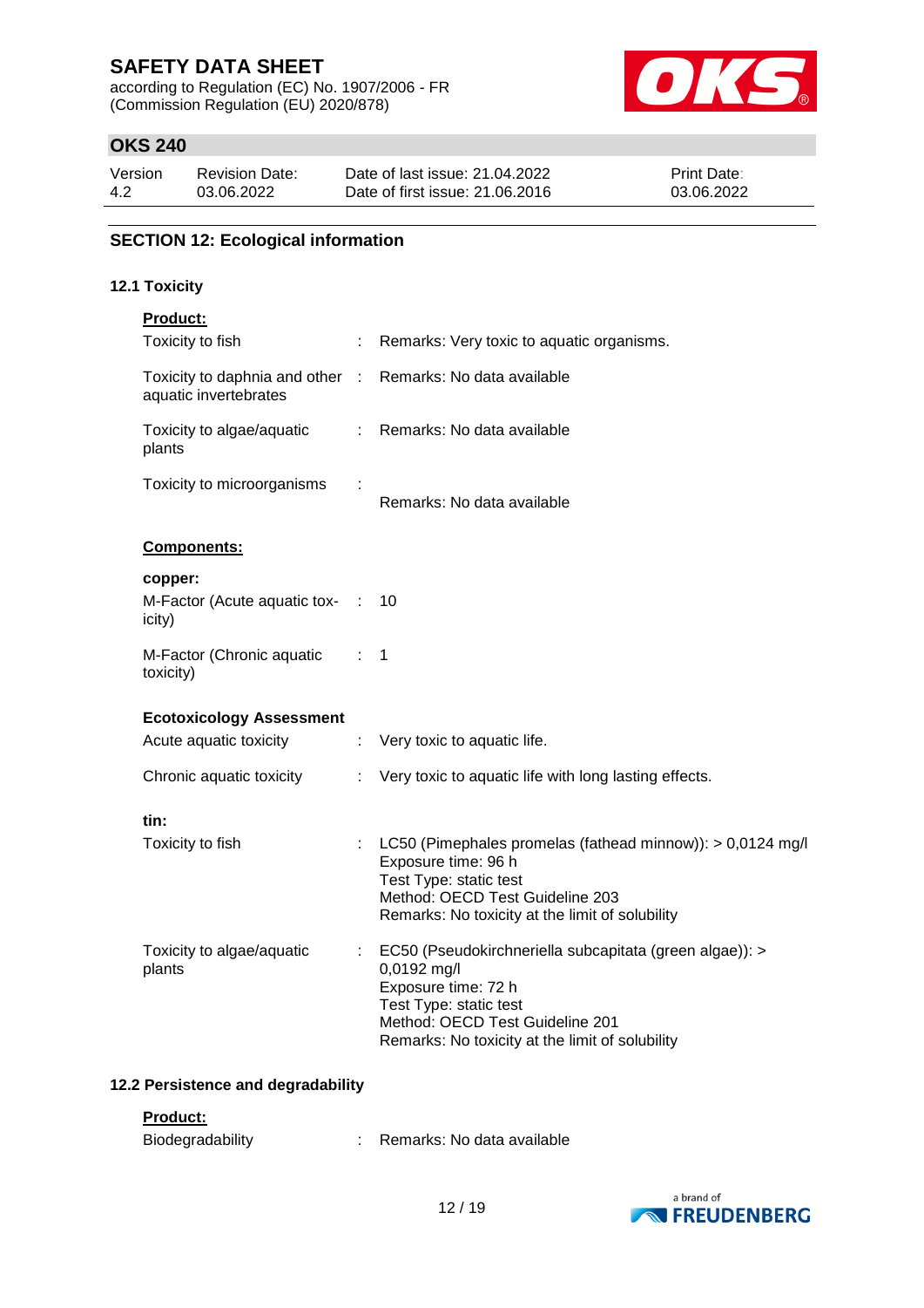## SECTION 12: Ecological information

### 12.1 Toxicity

**Product:**

Toxicity to fish : Remarks: Very toxic to aquatic organisms.

Toxicity to daphnia and other aquatic invertebrates : Remarks: No data available

Toxicity to algae/aquatic plants : Remarks: No data available

Toxicity to microorganisms : Remarks: No data available

**Components:**

**copper:**

M-Factor (Acute aquatic toxicity) : 10

M-Factor (Chronic aquatic toxicity) : 1

**Ecotoxicology Assessment**

Acute aquatic toxicity : Very toxic to aquatic life.

Chronic aquatic toxicity : Very toxic to aquatic life with long lasting effects.

**tin:**

Toxicity to fish : LC50 (Pimephales promelas (fathead minnow)): > 0,0124 mg/l
Exposure time: 96 h
Test Type: static test
Method: OECD Test Guideline 203
Remarks: No toxicity at the limit of solubility

Toxicity to algae/aquatic plants : EC50 (Pseudokirchneriella subcapitata (green algae)): > 0,0192 mg/l
Exposure time: 72 h
Test Type: static test
Method: OECD Test Guideline 201
Remarks: No toxicity at the limit of solubility

### 12.2 Persistence and degradability

**Product:**

Biodegradability : Remarks: No data available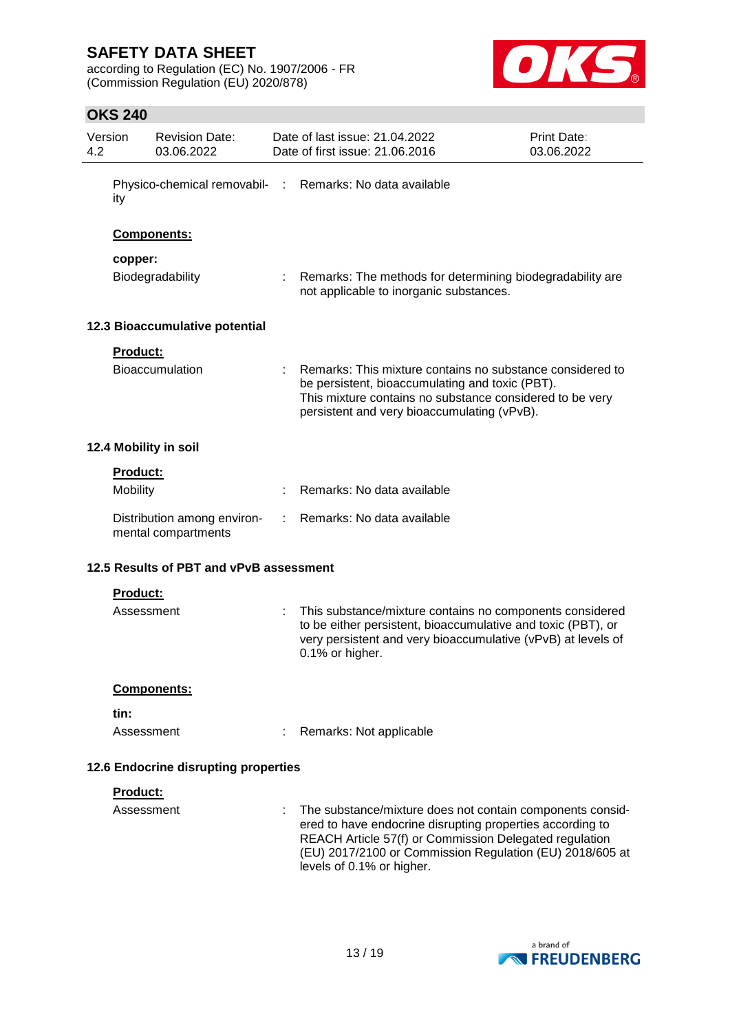| | | |
|---|---|---|
| Physico-chemical removability | : | Remarks: No data available |

**Components:**

**copper:**

| | | |
|---|---|---|
| Biodegradability | : | Remarks: The methods for determining biodegradability are not applicable to inorganic substances. |

### 12.3 Bioaccumulative potential

**Product:**

| | | |
|---|---|---|
| Bioaccumulation | : | Remarks: This mixture contains no substance considered to be persistent, bioaccumulating and toxic (PBT). This mixture contains no substance considered to be very persistent and very bioaccumulating (vPvB). |

### 12.4 Mobility in soil

**Product:**

| | | |
|---|---|---|
| Mobility | : | Remarks: No data available |
| Distribution among environmental compartments | : | Remarks: No data available |

### 12.5 Results of PBT and vPvB assessment

**Product:**

| | | |
|---|---|---|
| Assessment | : | This substance/mixture contains no components considered to be either persistent, bioaccumulative and toxic (PBT), or very persistent and very bioaccumulative (vPvB) at levels of 0.1% or higher. |

**Components:**

**tin:**

| | | |
|---|---|---|
| Assessment | : | Remarks: Not applicable |

### 12.6 Endocrine disrupting properties

**Product:**

| | | |
|---|---|---|
| Assessment | : | The substance/mixture does not contain components considered to have endocrine disrupting properties according to REACH Article 57(f) or Commission Delegated regulation (EU) 2017/2100 or Commission Regulation (EU) 2018/605 at levels of 0.1% or higher. |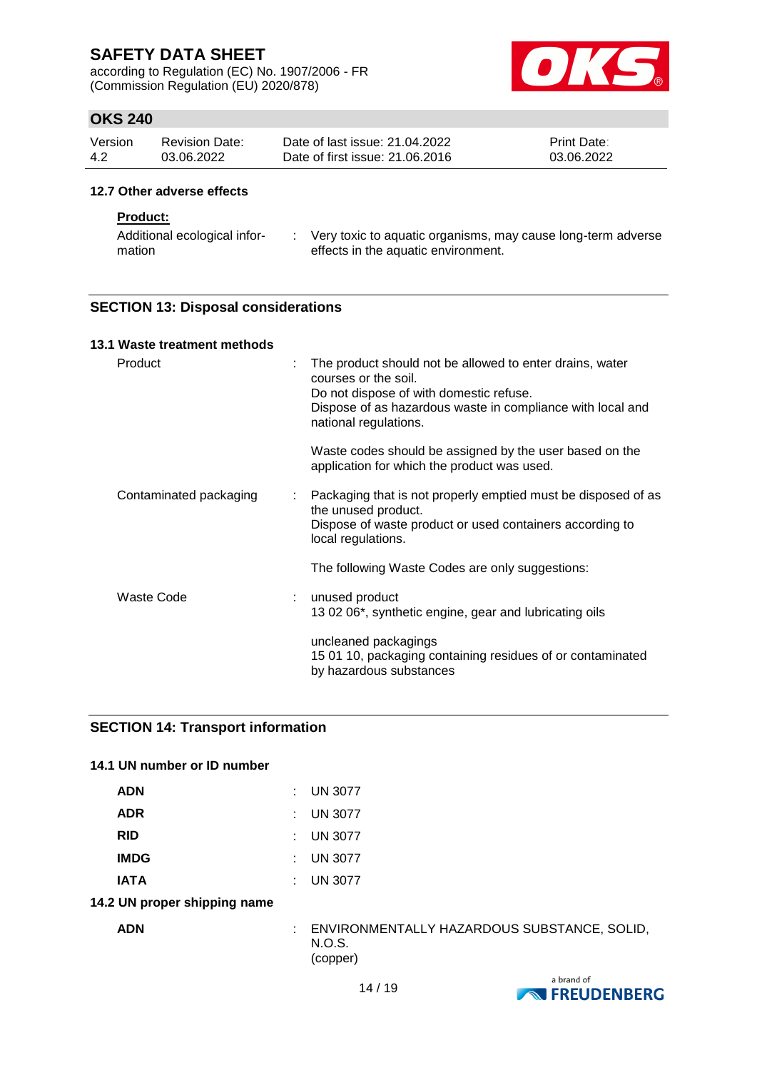#### 12.7 Other adverse effects

**Product:**

| | |
|---|---|
| Additional ecological information | : Very toxic to aquatic organisms, may cause long-term adverse effects in the aquatic environment. |

## SECTION 13: Disposal considerations

### 13.1 Waste treatment methods

| | |
|---|---|
| Product | : The product should not be allowed to enter drains, water courses or the soil.<br>Do not dispose of with domestic refuse.<br>Dispose of as hazardous waste in compliance with local and national regulations.<br><br>Waste codes should be assigned by the user based on the application for which the product was used. |
| Contaminated packaging | : Packaging that is not properly emptied must be disposed of as the unused product.<br>Dispose of waste product or used containers according to local regulations.<br><br>The following Waste Codes are only suggestions: |
| Waste Code | : unused product<br>13 02 06*, synthetic engine, gear and lubricating oils<br><br>uncleaned packagings<br>15 01 10, packaging containing residues of or contaminated by hazardous substances |

## SECTION 14: Transport information

### 14.1 UN number or ID number

| | |
|---|---|
| **ADN** | : UN 3077 |
| **ADR** | : UN 3077 |
| **RID** | : UN 3077 |
| **IMDG** | : UN 3077 |
| **IATA** | : UN 3077 |

### 14.2 UN proper shipping name

| | |
|---|---|
| **ADN** | : ENVIRONMENTALLY HAZARDOUS SUBSTANCE, SOLID, N.O.S.<br>(copper) |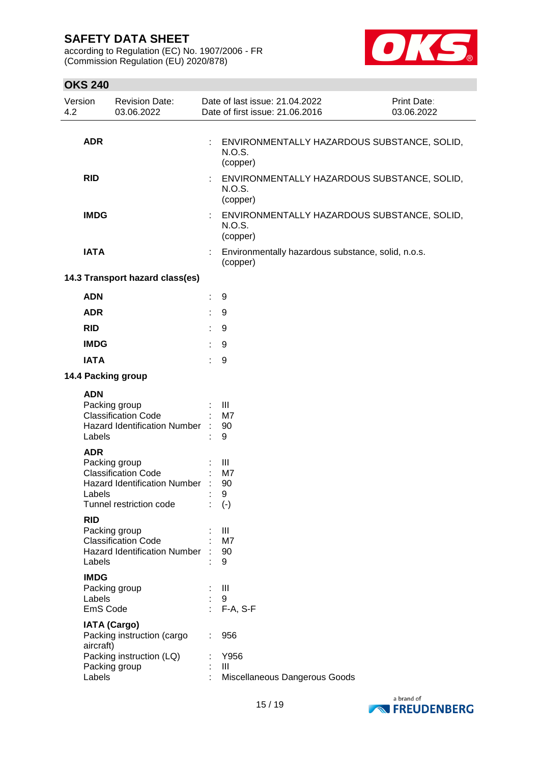| | | |
|---|---|---|
| **ADR** | : | ENVIRONMENTALLY HAZARDOUS SUBSTANCE, SOLID, N.O.S. (copper) |
| **RID** | : | ENVIRONMENTALLY HAZARDOUS SUBSTANCE, SOLID, N.O.S. (copper) |
| **IMDG** | : | ENVIRONMENTALLY HAZARDOUS SUBSTANCE, SOLID, N.O.S. (copper) |
| **IATA** | : | Environmentally hazardous substance, solid, n.o.s. (copper) |

### 14.3 Transport hazard class(es)

| | | |
|---|---|---|
| **ADN** | : | 9 |
| **ADR** | : | 9 |
| **RID** | : | 9 |
| **IMDG** | : | 9 |
| **IATA** | : | 9 |

### 14.4 Packing group

**ADN**

| | | |
|---|---|---|
| Packing group | : | III |
| Classification Code | : | M7 |
| Hazard Identification Number | : | 90 |
| Labels | : | 9 |

**ADR**

| | | |
|---|---|---|
| Packing group | : | III |
| Classification Code | : | M7 |
| Hazard Identification Number | : | 90 |
| Labels | : | 9 |
| Tunnel restriction code | : | (-) |

**RID**

| | | |
|---|---|---|
| Packing group | : | III |
| Classification Code | : | M7 |
| Hazard Identification Number | : | 90 |
| Labels | : | 9 |

**IMDG**

| | | |
|---|---|---|
| Packing group | : | III |
| Labels | : | 9 |
| EmS Code | : | F-A, S-F |

**IATA (Cargo)**

| | | |
|---|---|---|
| Packing instruction (cargo aircraft) | : | 956 |
| Packing instruction (LQ) | : | Y956 |
| Packing group | : | III |
| Labels | : | Miscellaneous Dangerous Goods |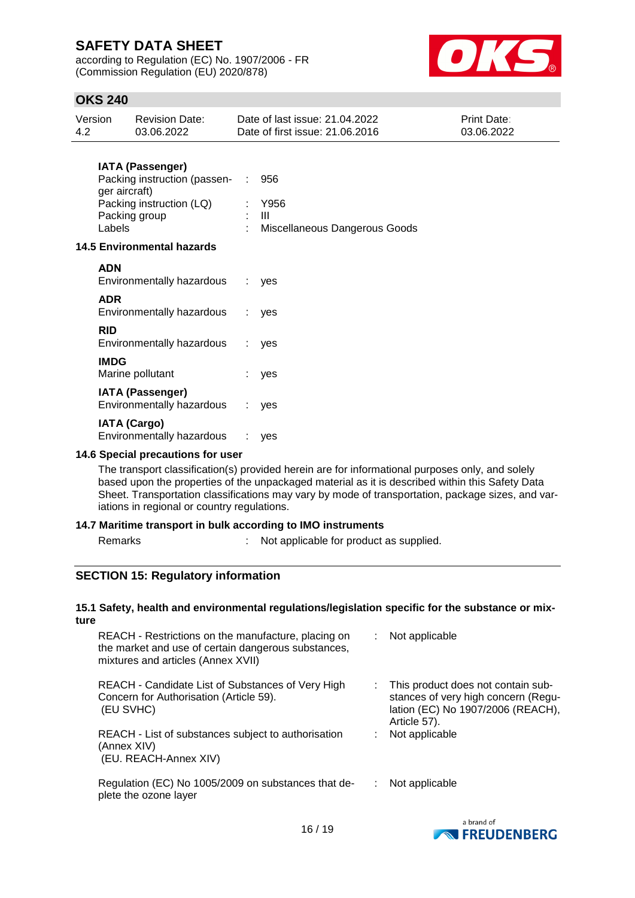**IATA (Passenger)**

| | | |
|---|---|---|
| Packing instruction (passenger aircraft) | : | 956 |
| Packing instruction (LQ) | : | Y956 |
| Packing group | : | III |
| Labels | : | Miscellaneous Dangerous Goods |

**14.5 Environmental hazards**

**ADN**
Environmentally hazardous : yes

**ADR**
Environmentally hazardous : yes

**RID**
Environmentally hazardous : yes

**IMDG**
Marine pollutant : yes

**IATA (Passenger)**
Environmentally hazardous : yes

**IATA (Cargo)**
Environmentally hazardous : yes

**14.6 Special precautions for user**

The transport classification(s) provided herein are for informational purposes only, and solely based upon the properties of the unpackaged material as it is described within this Safety Data Sheet. Transportation classifications may vary by mode of transportation, package sizes, and variations in regional or country regulations.

**14.7 Maritime transport in bulk according to IMO instruments**

Remarks : Not applicable for product as supplied.

## SECTION 15: Regulatory information

**15.1 Safety, health and environmental regulations/legislation specific for the substance or mixture**

| | | |
|---|---|---|
| REACH - Restrictions on the manufacture, placing on the market and use of certain dangerous substances, mixtures and articles (Annex XVII) | : | Not applicable |
| REACH - Candidate List of Substances of Very High Concern for Authorisation (Article 59). (EU SVHC) | : | This product does not contain substances of very high concern (Regulation (EC) No 1907/2006 (REACH), Article 57). |
| REACH - List of substances subject to authorisation (Annex XIV) (EU. REACH-Annex XIV) | : | Not applicable |
| Regulation (EC) No 1005/2009 on substances that deplete the ozone layer | : | Not applicable |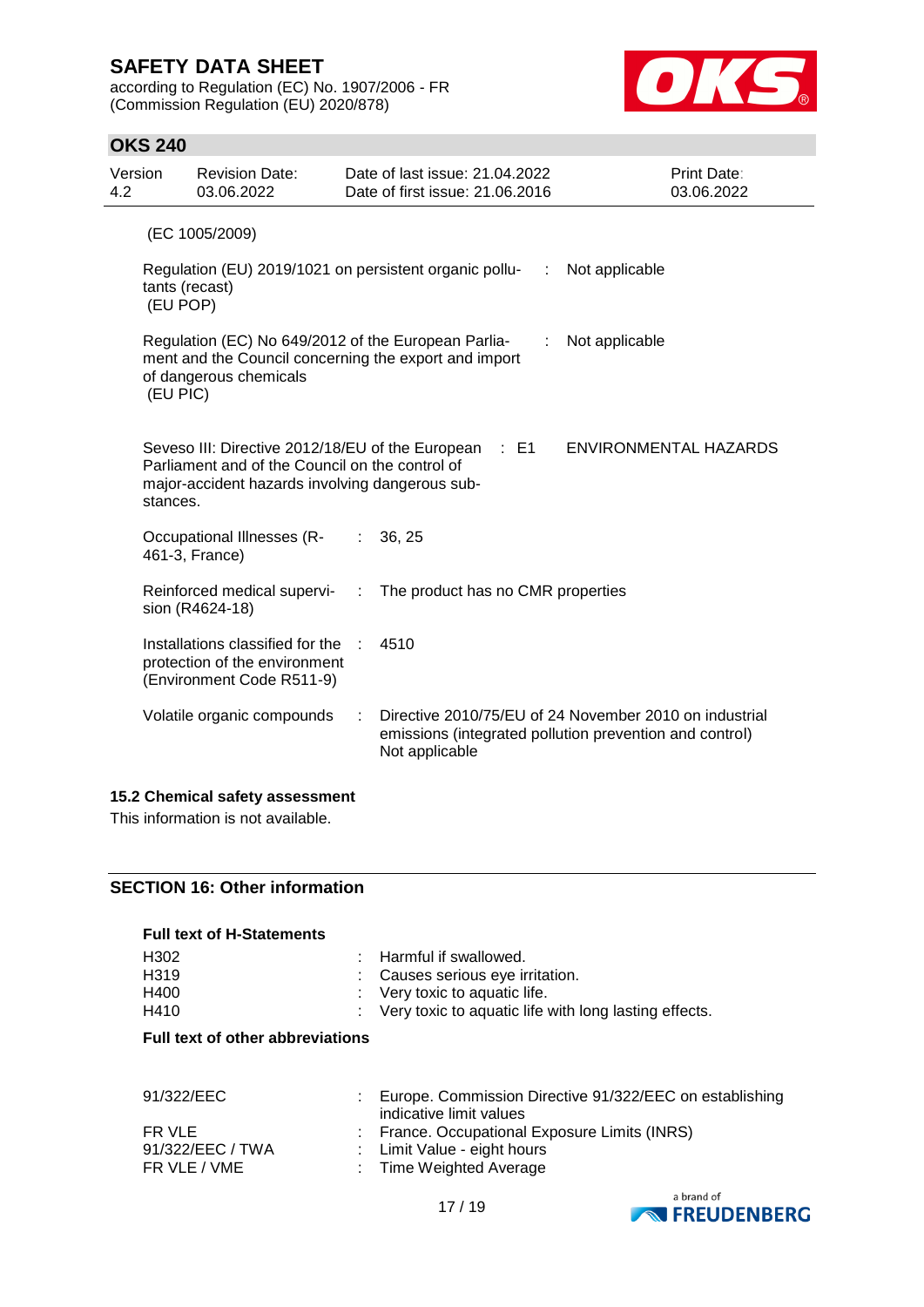(EC 1005/2009)

| | | |
|---|---|---|
| Regulation (EU) 2019/1021 on persistent organic pollutants (recast) (EU POP) | : | Not applicable |
| Regulation (EC) No 649/2012 of the European Parliament and the Council concerning the export and import of dangerous chemicals (EU PIC) | : | Not applicable |
| Seveso III: Directive 2012/18/EU of the European Parliament and of the Council on the control of major-accident hazards involving dangerous substances. | : E1 | ENVIRONMENTAL HAZARDS |

| | | |
|---|---|---|
| Occupational Illnesses (R-461-3, France) | : | 36, 25 |
| Reinforced medical supervision (R4624-18) | : | The product has no CMR properties |
| Installations classified for the protection of the environment (Environment Code R511-9) | : | 4510 |
| Volatile organic compounds | : | Directive 2010/75/EU of 24 November 2010 on industrial emissions (integrated pollution prevention and control)<br>Not applicable |

### 15.2 Chemical safety assessment

This information is not available.

## SECTION 16: Other information

**Full text of H-Statements**

| | | |
|---|---|---|
| H302 | : | Harmful if swallowed. |
| H319 | : | Causes serious eye irritation. |
| H400 | : | Very toxic to aquatic life. |
| H410 | : | Very toxic to aquatic life with long lasting effects. |

**Full text of other abbreviations**

| | | |
|---|---|---|
| 91/322/EEC | : | Europe. Commission Directive 91/322/EEC on establishing indicative limit values |
| FR VLE | : | France. Occupational Exposure Limits (INRS) |
| 91/322/EEC / TWA | : | Limit Value - eight hours |
| FR VLE / VME | : | Time Weighted Average |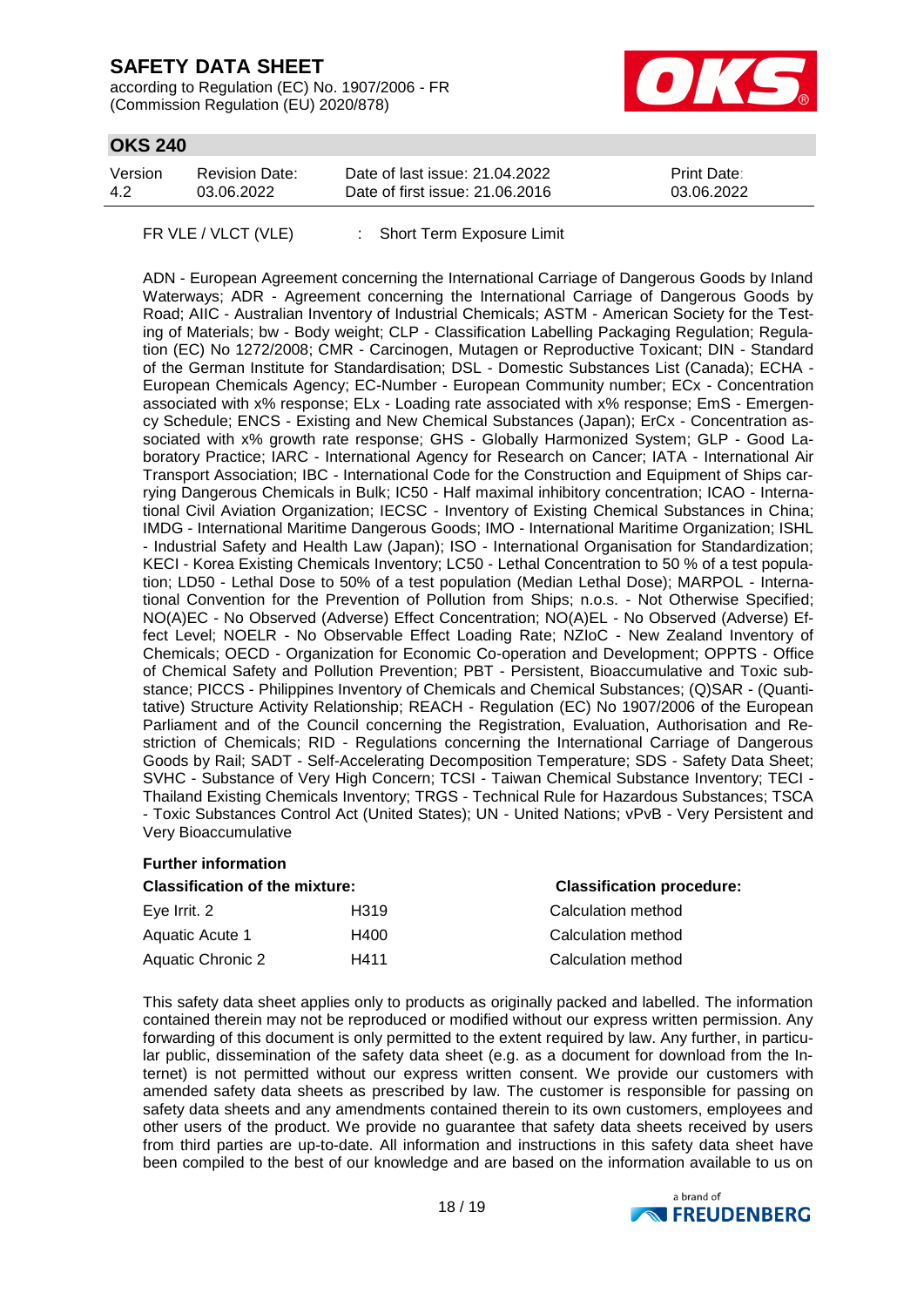FR VLE / VLCT (VLE) : Short Term Exposure Limit

ADN - European Agreement concerning the International Carriage of Dangerous Goods by Inland Waterways; ADR - Agreement concerning the International Carriage of Dangerous Goods by Road; AIIC - Australian Inventory of Industrial Chemicals; ASTM - American Society for the Testing of Materials; bw - Body weight; CLP - Classification Labelling Packaging Regulation; Regulation (EC) No 1272/2008; CMR - Carcinogen, Mutagen or Reproductive Toxicant; DIN - Standard of the German Institute for Standardisation; DSL - Domestic Substances List (Canada); ECHA - European Chemicals Agency; EC-Number - European Community number; ECx - Concentration associated with x% response; ELx - Loading rate associated with x% response; EmS - Emergency Schedule; ENCS - Existing and New Chemical Substances (Japan); ErCx - Concentration associated with x% growth rate response; GHS - Globally Harmonized System; GLP - Good Laboratory Practice; IARC - International Agency for Research on Cancer; IATA - International Air Transport Association; IBC - International Code for the Construction and Equipment of Ships carrying Dangerous Chemicals in Bulk; IC50 - Half maximal inhibitory concentration; ICAO - International Civil Aviation Organization; IECSC - Inventory of Existing Chemical Substances in China; IMDG - International Maritime Dangerous Goods; IMO - International Maritime Organization; ISHL - Industrial Safety and Health Law (Japan); ISO - International Organisation for Standardization; KECI - Korea Existing Chemicals Inventory; LC50 - Lethal Concentration to 50 % of a test population; LD50 - Lethal Dose to 50% of a test population (Median Lethal Dose); MARPOL - International Convention for the Prevention of Pollution from Ships; n.o.s. - Not Otherwise Specified; NO(A)EC - No Observed (Adverse) Effect Concentration; NO(A)EL - No Observed (Adverse) Effect Level; NOELR - No Observable Effect Loading Rate; NZIoC - New Zealand Inventory of Chemicals; OECD - Organization for Economic Co-operation and Development; OPPTS - Office of Chemical Safety and Pollution Prevention; PBT - Persistent, Bioaccumulative and Toxic substance; PICCS - Philippines Inventory of Chemicals and Chemical Substances; (Q)SAR - (Quantitative) Structure Activity Relationship; REACH - Regulation (EC) No 1907/2006 of the European Parliament and of the Council concerning the Registration, Evaluation, Authorisation and Restriction of Chemicals; RID - Regulations concerning the International Carriage of Dangerous Goods by Rail; SADT - Self-Accelerating Decomposition Temperature; SDS - Safety Data Sheet; SVHC - Substance of Very High Concern; TCSI - Taiwan Chemical Substance Inventory; TECI - Thailand Existing Chemicals Inventory; TRGS - Technical Rule for Hazardous Substances; TSCA - Toxic Substances Control Act (United States); UN - United Nations; vPvB - Very Persistent and Very Bioaccumulative

**Further information**

| **Classification of the mixture:** | | **Classification procedure:** |
|---|---|---|
| Eye Irrit. 2 | H319 | Calculation method |
| Aquatic Acute 1 | H400 | Calculation method |
| Aquatic Chronic 2 | H411 | Calculation method |

This safety data sheet applies only to products as originally packed and labelled. The information contained therein may not be reproduced or modified without our express written permission. Any forwarding of this document is only permitted to the extent required by law. Any further, in particular public, dissemination of the safety data sheet (e.g. as a document for download from the Internet) is not permitted without our express written consent. We provide our customers with amended safety data sheets as prescribed by law. The customer is responsible for passing on safety data sheets and any amendments contained therein to its own customers, employees and other users of the product. We provide no guarantee that safety data sheets received by users from third parties are up-to-date. All information and instructions in this safety data sheet have been compiled to the best of our knowledge and are based on the information available to us on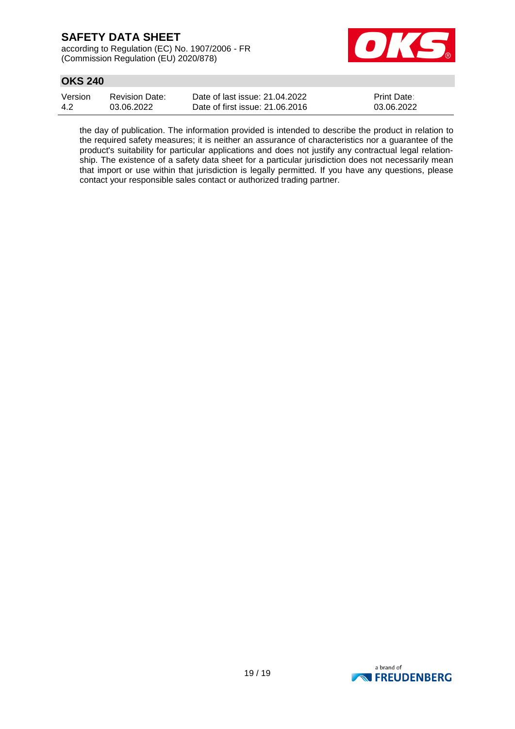the day of publication. The information provided is intended to describe the product in relation to the required safety measures; it is neither an assurance of characteristics nor a guarantee of the product's suitability for particular applications and does not justify any contractual legal relationship. The existence of a safety data sheet for a particular jurisdiction does not necessarily mean that import or use within that jurisdiction is legally permitted. If you have any questions, please contact your responsible sales contact or authorized trading partner.